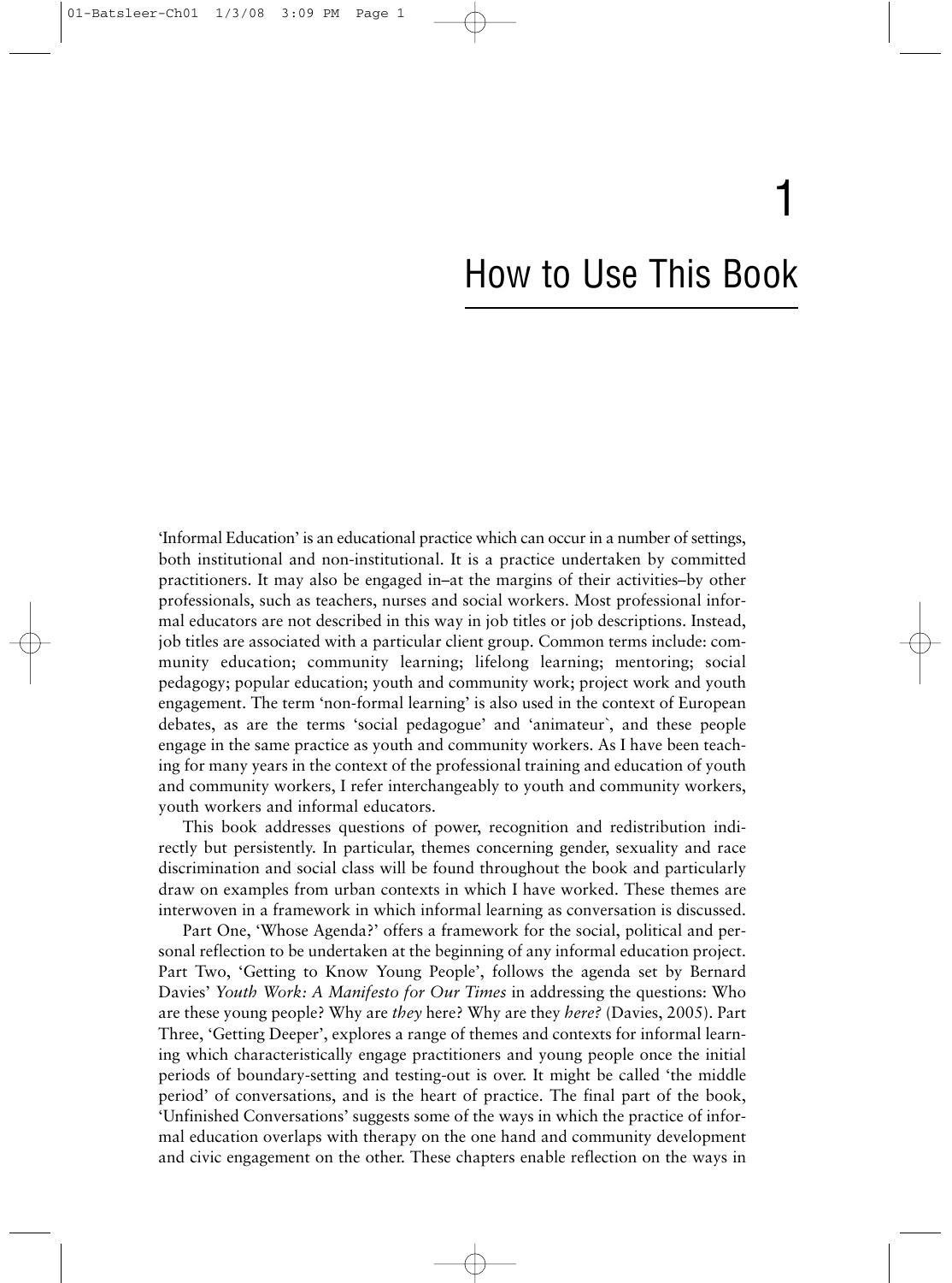# 1

# How to Use This Book

'Informal Education' is an educational practice which can occur in a number of settings, both institutional and non-institutional. It is a practice undertaken by committed practitioners. It may also be engaged in–at the margins of their activities–by other professionals, such as teachers, nurses and social workers. Most professional informal educators are not described in this way in job titles or job descriptions. Instead, job titles are associated with a particular client group. Common terms include: community education; community learning; lifelong learning; mentoring; social pedagogy; popular education; youth and community work; project work and youth engagement. The term 'non-formal learning' is also used in the context of European debates, as are the terms 'social pedagogue' and 'animateur`, and these people engage in the same practice as youth and community workers. As I have been teaching for many years in the context of the professional training and education of youth and community workers, I refer interchangeably to youth and community workers, youth workers and informal educators.

This book addresses questions of power, recognition and redistribution indirectly but persistently. In particular, themes concerning gender, sexuality and race discrimination and social class will be found throughout the book and particularly draw on examples from urban contexts in which I have worked. These themes are interwoven in a framework in which informal learning as conversation is discussed.

Part One, 'Whose Agenda?' offers a framework for the social, political and personal reflection to be undertaken at the beginning of any informal education project. Part Two, 'Getting to Know Young People', follows the agenda set by Bernard Davies' *Youth Work: A Manifesto for Our Times* in addressing the questions: Who are these young people? Why are *they* here? Why are they *here?* (Davies, 2005). Part Three, 'Getting Deeper', explores a range of themes and contexts for informal learning which characteristically engage practitioners and young people once the initial periods of boundary-setting and testing-out is over. It might be called 'the middle period' of conversations, and is the heart of practice. The final part of the book, 'Unfinished Conversations' suggests some of the ways in which the practice of informal education overlaps with therapy on the one hand and community development and civic engagement on the other. These chapters enable reflection on the ways in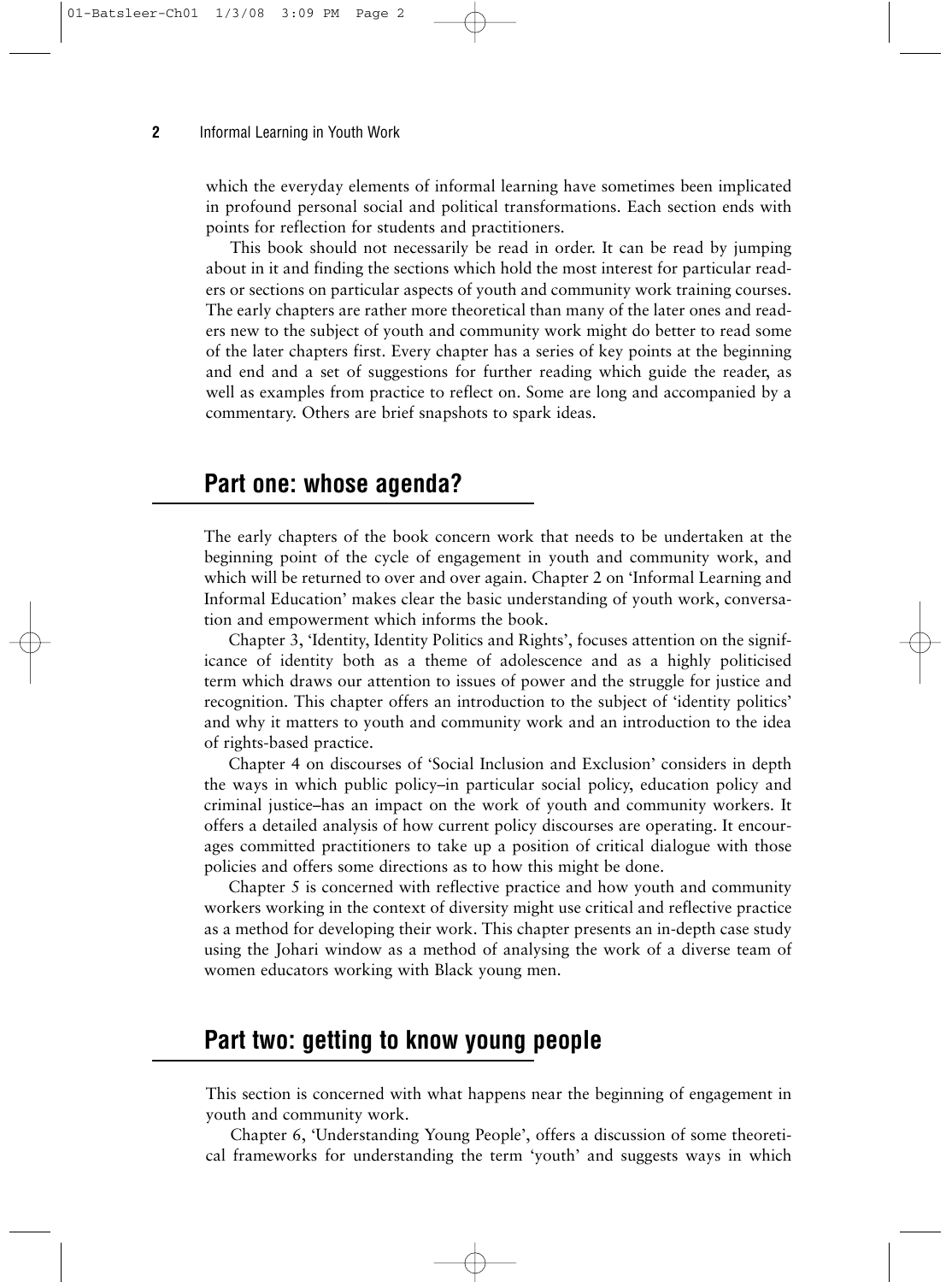which the everyday elements of informal learning have sometimes been implicated in profound personal social and political transformations. Each section ends with points for reflection for students and practitioners.

This book should not necessarily be read in order. It can be read by jumping about in it and finding the sections which hold the most interest for particular readers or sections on particular aspects of youth and community work training courses. The early chapters are rather more theoretical than many of the later ones and readers new to the subject of youth and community work might do better to read some of the later chapters first. Every chapter has a series of key points at the beginning and end and a set of suggestions for further reading which guide the reader, as well as examples from practice to reflect on. Some are long and accompanied by a commentary. Others are brief snapshots to spark ideas.

## Part one: whose agenda?

The early chapters of the book concern work that needs to be undertaken at the beginning point of the cycle of engagement in youth and community work, and which will be returned to over and over again. Chapter 2 on 'Informal Learning and Informal Education' makes clear the basic understanding of youth work, conversation and empowerment which informs the book.

Chapter 3, 'Identity, Identity Politics and Rights', focuses attention on the significance of identity both as a theme of adolescence and as a highly politicised term which draws our attention to issues of power and the struggle for justice and recognition. This chapter offers an introduction to the subject of 'identity politics' and why it matters to youth and community work and an introduction to the idea of rights-based practice.

Chapter 4 on discourses of 'Social Inclusion and Exclusion' considers in depth the ways in which public policy–in particular social policy, education policy and criminal justice–has an impact on the work of youth and community workers. It offers a detailed analysis of how current policy discourses are operating. It encourages committed practitioners to take up a position of critical dialogue with those policies and offers some directions as to how this might be done.

Chapter 5 is concerned with reflective practice and how youth and community workers working in the context of diversity might use critical and reflective practice as a method for developing their work. This chapter presents an in-depth case study using the Johari window as a method of analysing the work of a diverse team of women educators working with Black young men.

## Part two: getting to know young people

This section is concerned with what happens near the beginning of engagement in youth and community work.

Chapter 6, 'Understanding Young People', offers a discussion of some theoretical frameworks for understanding the term 'youth' and suggests ways in which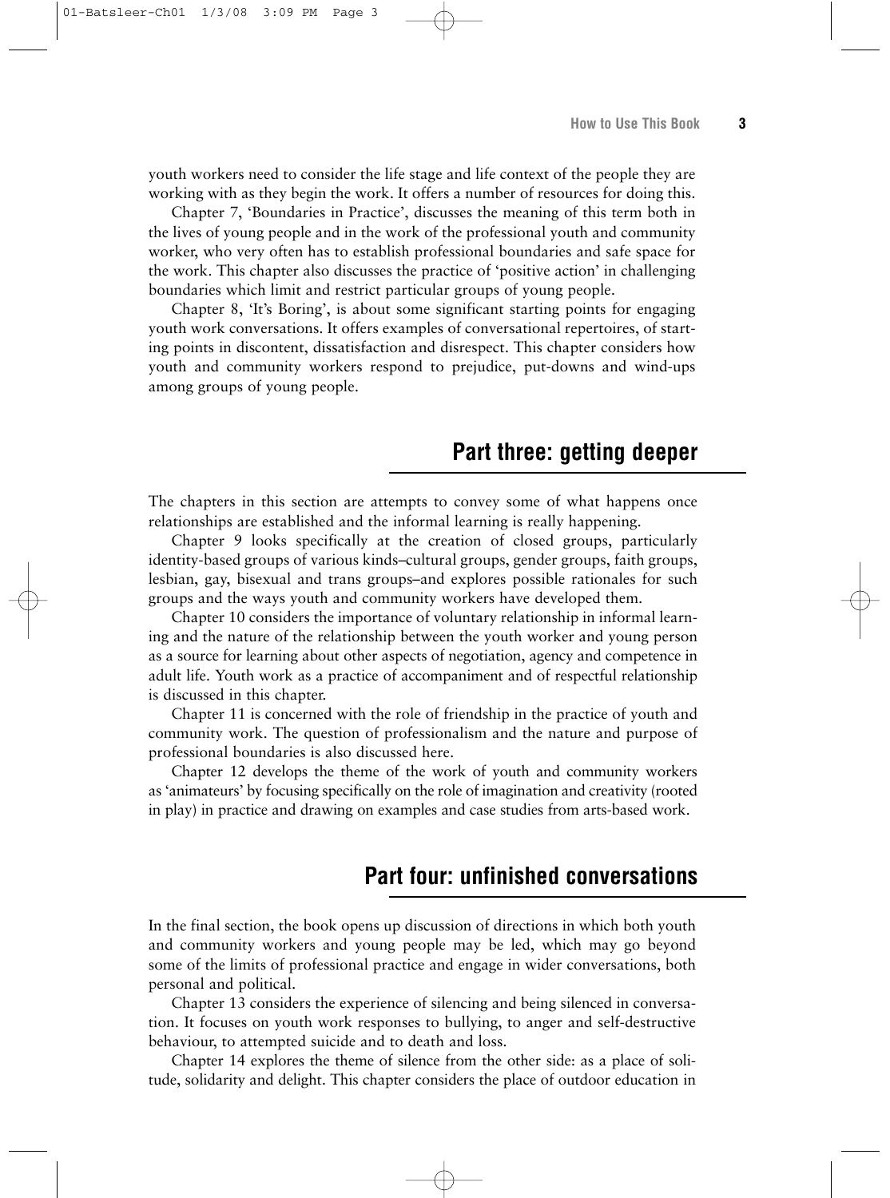youth workers need to consider the life stage and life context of the people they are working with as they begin the work. It offers a number of resources for doing this.

Chapter 7, 'Boundaries in Practice', discusses the meaning of this term both in the lives of young people and in the work of the professional youth and community worker, who very often has to establish professional boundaries and safe space for the work. This chapter also discusses the practice of 'positive action' in challenging boundaries which limit and restrict particular groups of young people.

Chapter 8, 'It's Boring', is about some significant starting points for engaging youth work conversations. It offers examples of conversational repertoires, of starting points in discontent, dissatisfaction and disrespect. This chapter considers how youth and community workers respond to prejudice, put-downs and wind-ups among groups of young people.

## Part three: getting deeper

The chapters in this section are attempts to convey some of what happens once relationships are established and the informal learning is really happening.

Chapter 9 looks specifically at the creation of closed groups, particularly identity-based groups of various kinds–cultural groups, gender groups, faith groups, lesbian, gay, bisexual and trans groups–and explores possible rationales for such groups and the ways youth and community workers have developed them.

Chapter 10 considers the importance of voluntary relationship in informal learning and the nature of the relationship between the youth worker and young person as a source for learning about other aspects of negotiation, agency and competence in adult life. Youth work as a practice of accompaniment and of respectful relationship is discussed in this chapter.

Chapter 11 is concerned with the role of friendship in the practice of youth and community work. The question of professionalism and the nature and purpose of professional boundaries is also discussed here.

Chapter 12 develops the theme of the work of youth and community workers as 'animateurs' by focusing specifically on the role of imagination and creativity (rooted in play) in practice and drawing on examples and case studies from arts-based work.

## Part four: unfinished conversations

In the final section, the book opens up discussion of directions in which both youth and community workers and young people may be led, which may go beyond some of the limits of professional practice and engage in wider conversations, both personal and political.

Chapter 13 considers the experience of silencing and being silenced in conversation. It focuses on youth work responses to bullying, to anger and self-destructive behaviour, to attempted suicide and to death and loss.

Chapter 14 explores the theme of silence from the other side: as a place of solitude, solidarity and delight. This chapter considers the place of outdoor education in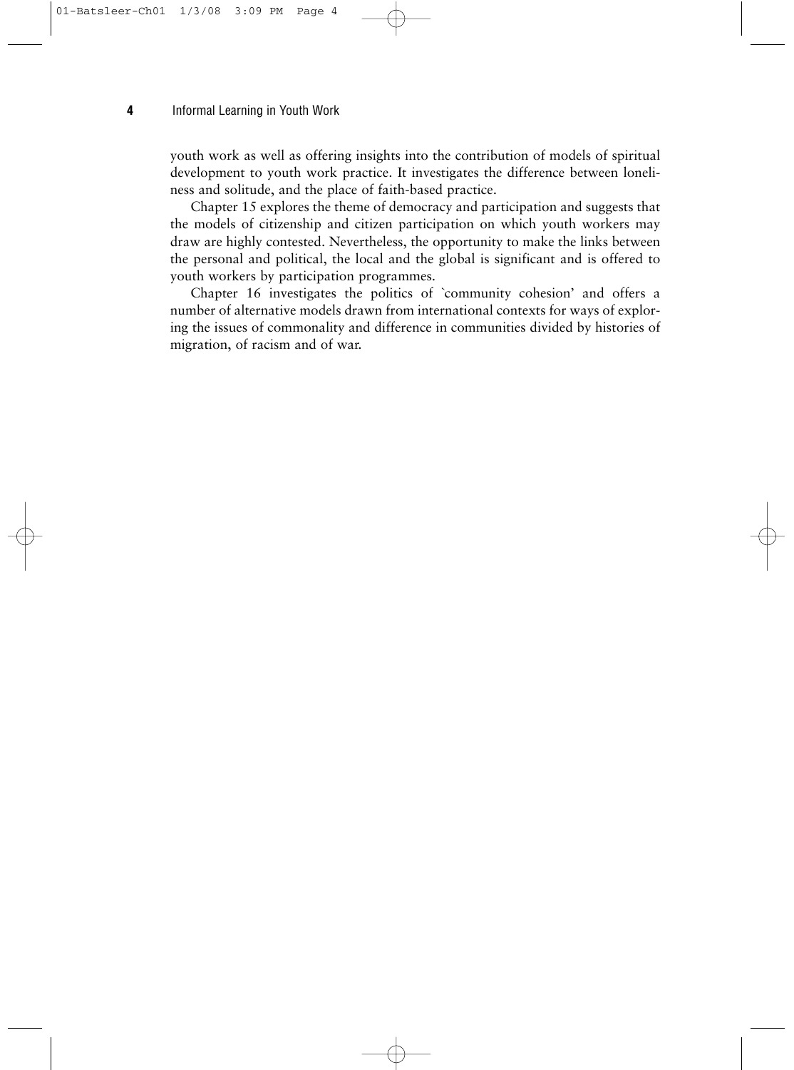youth work as well as offering insights into the contribution of models of spiritual development to youth work practice. It investigates the difference between loneliness and solitude, and the place of faith-based practice.

Chapter 15 explores the theme of democracy and participation and suggests that the models of citizenship and citizen participation on which youth workers may draw are highly contested. Nevertheless, the opportunity to make the links between the personal and political, the local and the global is significant and is offered to youth workers by participation programmes.

Chapter 16 investigates the politics of `community cohesion' and offers a number of alternative models drawn from international contexts for ways of exploring the issues of commonality and difference in communities divided by histories of migration, of racism and of war.